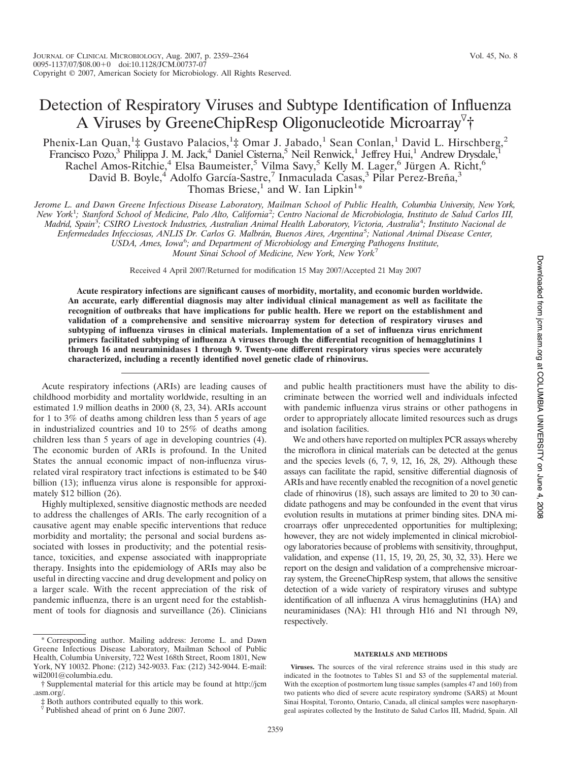# Detection of Respiratory Viruses and Subtype Identification of Influenza A Viruses by GreeneChipResp Oligonucleotide Microarray[▽]†

Phenix-Lan Quan,[1]‡ Gustavo Palacios,[1]‡ Omar J. Jabado,[1] Sean Conlan,[1] David L. Hirschberg,[2] Francisco Pozo,[3] Philippa J. M. Jack,[4] Daniel Cisterna,[5] Neil Renwick,[1] Jeffrey Hui,[1] Andrew Drysdale,[1] Rachel Amos-Ritchie,[4] Elsa Baumeister,[5] Vilma Savy,[5] Kelly M. Lager,[6] Jürgen A. Richt,[6] David B. Boyle,[4] Adolfo García-Sastre,[7] Inmaculada Casas,[3] Pilar Perez-Breña,[3] Thomas Briese,[1] and W. Ian Lipkin[1]*

*Jerome L. and Dawn Greene Infectious Disease Laboratory, Mailman School of Public Health, Columbia University, New York, New York[1]; Stanford School of Medicine, Palo Alto, California[2]; Centro Nacional de Microbiologia, Instituto de Salud Carlos III, Madrid, Spain[3]; CSIRO Livestock Industries, Australian Animal Health Laboratory, Victoria, Australia[4]; Instituto Nacional de Enfermedades Infecciosas, ANLIS Dr. Carlos G. Malbrán, Buenos Aires, Argentina[5]; National Animal Disease Center, USDA, Ames, Iowa[6]; and Department of Microbiology and Emerging Pathogens Institute, Mount Sinai School of Medicine, New York, New York[7]*

Received 4 April 2007/Returned for modification 15 May 2007/Accepted 21 May 2007

**Acute respiratory infections are significant causes of morbidity, mortality, and economic burden worldwide. An accurate, early differential diagnosis may alter individual clinical management as well as facilitate the recognition of outbreaks that have implications for public health. Here we report on the establishment and validation of a comprehensive and sensitive microarray system for detection of respiratory viruses and subtyping of influenza viruses in clinical materials. Implementation of a set of influenza virus enrichment primers facilitated subtyping of influenza A viruses through the differential recognition of hemagglutinins 1 through 16 and neuraminidases 1 through 9. Twenty-one different respiratory virus species were accurately characterized, including a recently identified novel genetic clade of rhinovirus.**

Acute respiratory infections (ARIs) are leading causes of childhood morbidity and mortality worldwide, resulting in an estimated 1.9 million deaths in 2000 (8, 23, 34). ARIs account for 1 to 3% of deaths among children less than 5 years of age in industrialized countries and 10 to 25% of deaths among children less than 5 years of age in developing countries (4). The economic burden of ARIs is profound. In the United States the annual economic impact of non-influenza virus-related viral respiratory tract infections is estimated to be $40 billion (13); influenza virus alone is responsible for approximately $12 billion (26).

Highly multiplexed, sensitive diagnostic methods are needed to address the challenges of ARIs. The early recognition of a causative agent may enable specific interventions that reduce morbidity and mortality; the personal and social burdens associated with losses in productivity; and the potential resistance, toxicities, and expense associated with inappropriate therapy. Insights into the epidemiology of ARIs may also be useful in directing vaccine and drug development and policy on a larger scale. With the recent appreciation of the risk of pandemic influenza, there is an urgent need for the establishment of tools for diagnosis and surveillance (26). Clinicians and public health practitioners must have the ability to discriminate between the worried well and individuals infected with pandemic influenza virus strains or other pathogens in order to appropriately allocate limited resources such as drugs and isolation facilities.

We and others have reported on multiplex PCR assays whereby the microflora in clinical materials can be detected at the genus and the species levels (6, 7, 9, 12, 16, 28, 29). Although these assays can facilitate the rapid, sensitive differential diagnosis of ARIs and have recently enabled the recognition of a novel genetic clade of rhinovirus (18), such assays are limited to 20 to 30 candidate pathogens and may be confounded in the event that virus evolution results in mutations at primer binding sites. DNA microarrays offer unprecedented opportunities for multiplexing; however, they are not widely implemented in clinical microbiology laboratories because of problems with sensitivity, throughput, validation, and expense (11, 15, 19, 20, 25, 30, 32, 33). Here we report on the design and validation of a comprehensive microarray system, the GreeneChipResp system, that allows the sensitive detection of a wide variety of respiratory viruses and subtype identification of all influenza A virus hemagglutinins (HA) and neuraminidases (NA): H1 through H16 and N1 through N9, respectively.

## MATERIALS AND METHODS

**Viruses.** The sources of the viral reference strains used in this study are indicated in the footnotes to Tables S1 and S3 of the supplemental material. With the exception of postmortem lung tissue samples (samples 47 and 160) from two patients who died of severe acute respiratory syndrome (SARS) at Mount Sinai Hospital, Toronto, Ontario, Canada, all clinical samples were nasopharyngeal aspirates collected by the Instituto de Salud Carlos III, Madrid, Spain. All

---

\* Corresponding author. Mailing address: Jerome L. and Dawn Greene Infectious Disease Laboratory, Mailman School of Public Health, Columbia University, 722 West 168th Street, Room 1801, New York, NY 10032. Phone: (212) 342-9033. Fax: (212) 342-9044. E-mail: wil2001@columbia.edu.

† Supplemental material for this article may be found at http://jcm.asm.org/.

‡ Both authors contributed equally to this work.

▽ Published ahead of print on 6 June 2007.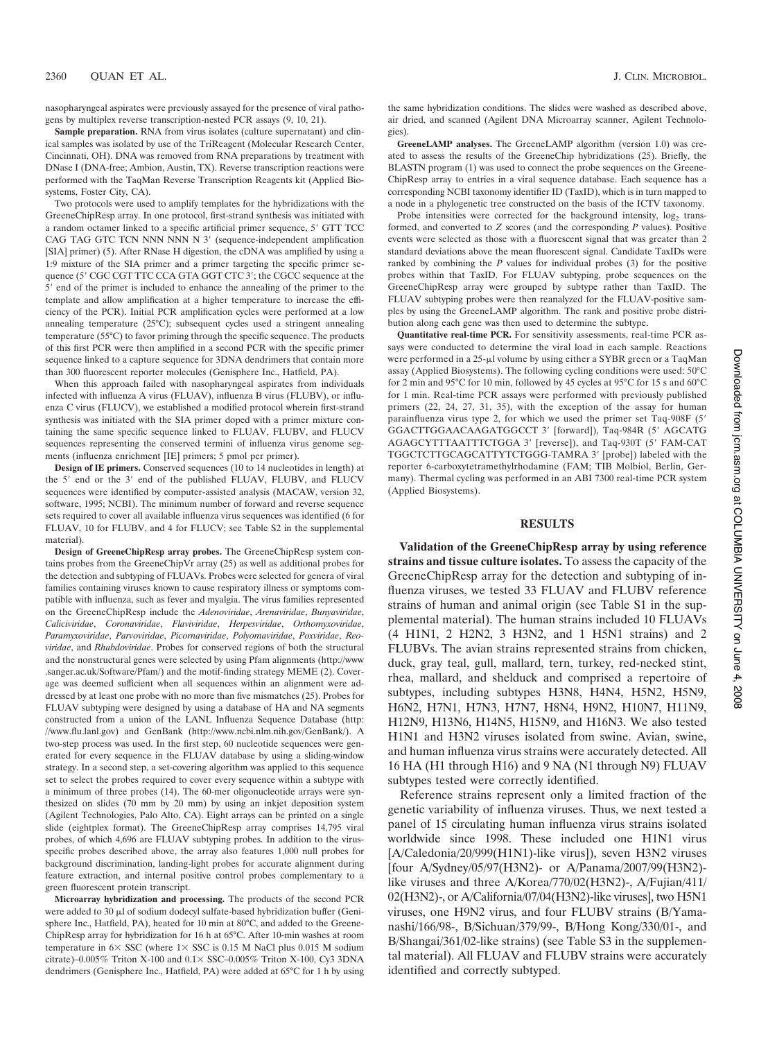nasopharyngeal aspirates were previously assayed for the presence of viral pathogens by multiplex reverse transcription-nested PCR assays (9, 10, 21).

**Sample preparation.** RNA from virus isolates (culture supernatant) and clinical samples was isolated by use of the TriReagent (Molecular Research Center, Cincinnati, OH). DNA was removed from RNA preparations by treatment with DNase I (DNA-free; Ambion, Austin, TX). Reverse transcription reactions were performed with the TaqMan Reverse Transcription Reagents kit (Applied Biosystems, Foster City, CA).

Two protocols were used to amplify templates for the hybridizations with the GreeneChipResp array. In one protocol, first-strand synthesis was initiated with a random octamer linked to a specific artificial primer sequence, 5′ GTT TCC CAG TAG GTC TCN NNN NNN N 3′ (sequence-independent amplification [SIA] primer) (5). After RNase H digestion, the cDNA was amplified by using a 1:9 mixture of the SIA primer and a primer targeting the specific primer sequence (5′ CGC CGT TTC CCA GTA GGT CTC 3′; the CGCC sequence at the 5′ end of the primer is included to enhance the annealing of the primer to the template and allow amplification at a higher temperature to increase the efficiency of the PCR). Initial PCR amplification cycles were performed at a low annealing temperature (25°C); subsequent cycles used a stringent annealing temperature (55°C) to favor priming through the specific sequence. The products of this first PCR were then amplified in a second PCR with the specific primer sequence linked to a capture sequence for 3DNA dendrimers that contain more than 300 fluorescent reporter molecules (Genisphere Inc., Hatfield, PA).

When this approach failed with nasopharyngeal aspirates from individuals infected with influenza A virus (FLUAV), influenza B virus (FLUBV), or influenza C virus (FLUCV), we established a modified protocol wherein first-strand synthesis was initiated with the SIA primer doped with a primer mixture containing the same specific sequence linked to FLUAV, FLUBV, and FLUCV sequences representing the conserved termini of influenza virus genome segments (influenza enrichment [IE] primers; 5 pmol per primer).

**Design of IE primers.** Conserved sequences (10 to 14 nucleotides in length) at the 5′ end or the 3′ end of the published FLUAV, FLUBV, and FLUCV sequences were identified by computer-assisted analysis (MACAW, version 32, software, 1995; NCBI). The minimum number of forward and reverse sequence sets required to cover all available influenza virus sequences was identified (6 for FLUAV, 10 for FLUBV, and 4 for FLUCV; see Table S2 in the supplemental material).

**Design of GreeneChipResp array probes.** The GreeneChipResp system contains probes from the GreeneChipVr array (25) as well as additional probes for the detection and subtyping of FLUAVs. Probes were selected for genera of viral families containing viruses known to cause respiratory illness or symptoms compatible with influenza, such as fever and myalgia. The virus families represented on the GreeneChipResp include the *Adenoviridae*, *Arenaviridae*, *Bunyaviridae*, *Caliciviridae*, *Coronaviridae*, *Flaviviridae*, *Herpesviridae*, *Orthomyxoviridae*, *Paramyxoviridae*, *Parvoviridae*, *Picornaviridae*, *Polyomaviridae*, *Poxviridae*, *Reoviridae*, and *Rhabdoviridae*. Probes for conserved regions of both the structural and the nonstructural genes were selected by using Pfam alignments (http://www.sanger.ac.uk/Software/Pfam/) and the motif-finding strategy MEME (2). Coverage was deemed sufficient when all sequences within an alignment were addressed by at least one probe with no more than five mismatches (25). Probes for FLUAV subtyping were designed by using a database of HA and NA segments constructed from a union of the LANL Influenza Sequence Database (http://www.flu.lanl.gov) and GenBank (http://www.ncbi.nlm.nih.gov/GenBank/). A two-step process was used. In the first step, 60 nucleotide sequences were generated for every sequence in the FLUAV database by using a sliding-window strategy. In a second step, a set-covering algorithm was applied to this sequence set to select the probes required to cover every sequence within a subtype with a minimum of three probes (14). The 60-mer oligonucleotide arrays were synthesized on slides (70 mm by 20 mm) by using an inkjet deposition system (Agilent Technologies, Palo Alto, CA). Eight arrays can be printed on a single slide (eightplex format). The GreeneChipResp array comprises 14,795 viral probes, of which 4,696 are FLUAV subtyping probes. In addition to the virus-specific probes described above, the array also features 1,000 null probes for background discrimination, landing-light probes for accurate alignment during feature extraction, and internal positive control probes complementary to a green fluorescent protein transcript.

**Microarray hybridization and processing.** The products of the second PCR were added to 30 μl of sodium dodecyl sulfate-based hybridization buffer (Genisphere Inc., Hatfield, PA), heated for 10 min at 80°C, and added to the GreeneChipResp array for hybridization for 16 h at 65°C. After 10-min washes at room temperature in 6× SSC (where 1× SSC is 0.15 M NaCl plus 0.015 M sodium citrate)–0.005% Triton X-100 and 0.1× SSC–0.005% Triton X-100, Cy3 3DNA dendrimers (Genisphere Inc., Hatfield, PA) were added at 65°C for 1 h by using the same hybridization conditions. The slides were washed as described above, air dried, and scanned (Agilent DNA Microarray scanner, Agilent Technologies).

**GreeneLAMP analyses.** The GreeneLAMP algorithm (version 1.0) was created to assess the results of the GreeneChip hybridizations (25). Briefly, the BLASTN program (1) was used to connect the probe sequences on the GreeneChipResp array to entries in a viral sequence database. Each sequence has a corresponding NCBI taxonomy identifier ID (TaxID), which is in turn mapped to a node in a phylogenetic tree constructed on the basis of the ICTV taxonomy.

Probe intensities were corrected for the background intensity, $\log_2$ transformed, and converted to *Z* scores (and the corresponding *P* values). Positive events were selected as those with a fluorescent signal that was greater than 2 standard deviations above the mean fluorescent signal. Candidate TaxIDs were ranked by combining the *P* values for individual probes (3) for the positive probes within that TaxID. For FLUAV subtyping, probe sequences on the GreeneChipResp array were grouped by subtype rather than TaxID. The FLUAV subtyping probes were then reanalyzed for the FLUAV-positive samples by using the GreeneLAMP algorithm. The rank and positive probe distribution along each gene was then used to determine the subtype.

**Quantitative real-time PCR.** For sensitivity assessments, real-time PCR assays were conducted to determine the viral load in each sample. Reactions were performed in a 25-μl volume by using either a SYBR green or a TaqMan assay (Applied Biosystems). The following cycling conditions were used: 50°C for 2 min and 95°C for 10 min, followed by 45 cycles at 95°C for 15 s and 60°C for 1 min. Real-time PCR assays were performed with previously published primers (22, 24, 27, 31, 35), with the exception of the assay for human parainfluenza virus type 2, for which we used the primer set Taq-908F (5′ GGACTTGGAACAAGATGGCCT 3′ [forward]), Taq-984R (5′ AGCATG AGAGCTYTTAATTTCTGGA 3′ [reverse]), and Taq-930T (5′ FAM-CAT TGGCTCTTGCAGCATTYTCTGGG-TAMRA 3′ [probe]) labeled with the reporter 6-carboxytetramethylrhodamine (FAM; TIB Molbiol, Berlin, Germany). Thermal cycling was performed in an ABI 7300 real-time PCR system (Applied Biosystems).

## RESULTS

**Validation of the GreeneChipResp array by using reference strains and tissue culture isolates.** To assess the capacity of the GreeneChipResp array for the detection and subtyping of influenza viruses, we tested 33 FLUAV and FLUBV reference strains of human and animal origin (see Table S1 in the supplemental material). The human strains included 10 FLUAVs (4 H1N1, 2 H2N2, 3 H3N2, and 1 H5N1 strains) and 2 FLUBVs. The avian strains represented strains from chicken, duck, gray teal, gull, mallard, tern, turkey, red-necked stint, rhea, mallard, and shelduck and comprised a repertoire of subtypes, including subtypes H3N8, H4N4, H5N2, H5N9, H6N2, H7N1, H7N3, H7N7, H8N4, H9N2, H10N7, H11N9, H12N9, H13N6, H14N5, H15N9, and H16N3. We also tested H1N1 and H3N2 viruses isolated from swine. Avian, swine, and human influenza virus strains were accurately detected. All 16 HA (H1 through H16) and 9 NA (N1 through N9) FLUAV subtypes tested were correctly identified.

Reference strains represent only a limited fraction of the genetic variability of influenza viruses. Thus, we next tested a panel of 15 circulating human influenza virus strains isolated worldwide since 1998. These included one H1N1 virus [A/Caledonia/20/999(H1N1)-like virus]), seven H3N2 viruses [four A/Sydney/05/97(H3N2)- or A/Panama/2007/99(H3N2)-like viruses and three A/Korea/770/02(H3N2)-, A/Fujian/411/02(H3N2)-, or A/California/07/04(H3N2)-like viruses], two H5N1 viruses, one H9N2 virus, and four FLUBV strains (B/Yamanashi/166/98-, B/Sichuan/379/99-, B/Hong Kong/330/01-, and B/Shangai/361/02-like strains) (see Table S3 in the supplemental material). All FLUAV and FLUBV strains were accurately identified and correctly subtyped.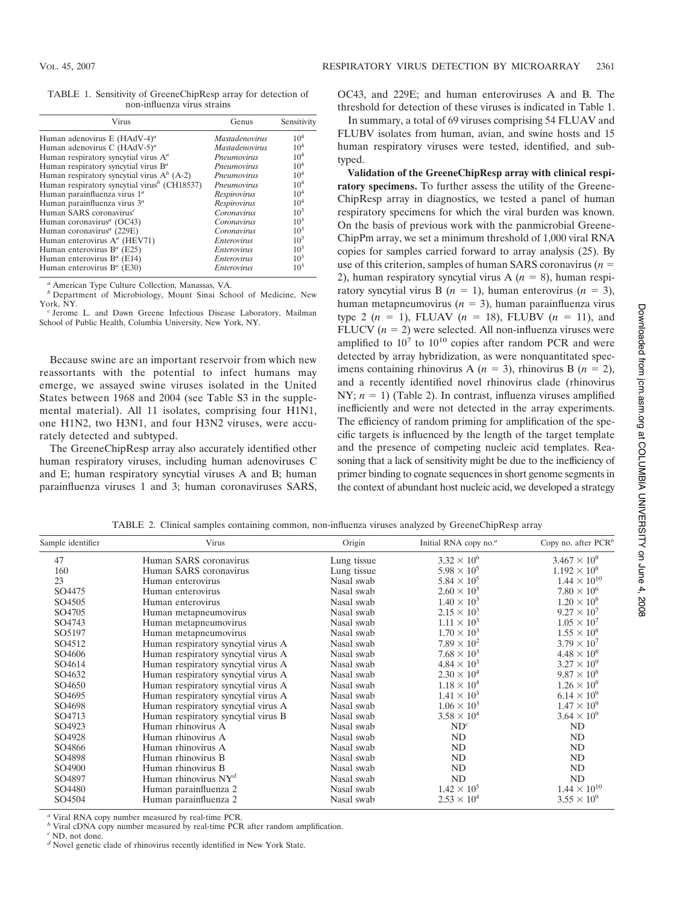TABLE 1. Sensitivity of GreeneChipResp array for detection of non-influenza virus strains

| Virus | Genus | Sensitivity |
|---|---|---|
| Human adenovirus E (HAdV-4)[a] | *Mastadenovirus* | $10^4$ |
| Human adenovirus C (HAdV-5)[a] | *Mastadenovirus* | $10^4$ |
| Human respiratory syncytial virus A[a] | *Pneumovirus* | $10^4$ |
| Human respiratory syncytial virus B[a] | *Pneumovirus* | $10^4$ |
| Human respiratory syncytial virus A[b] (A-2) | *Pneumovirus* | $10^4$ |
| Human respiratory syncytial virus[b] (CH18537) | *Pneumovirus* | $10^4$ |
| Human parainfluenza virus 1[a] | *Respirovirus* | $10^4$ |
| Human parainfluenza virus 3[a] | *Respirovirus* | $10^4$ |
| Human SARS coronavirus[c] | *Coronavirus* | $10^3$ |
| Human coronavirus[a] (OC43) | *Coronavirus* | $10^3$ |
| Human coronavirus[a] (229E) | *Coronavirus* | $10^3$ |
| Human enterovirus A[a] (HEV71) | *Enterovirus* | $10^3$ |
| Human enterovirus B[a] (E25) | *Enterovirus* | $10^3$ |
| Human enterovirus B[a] (E14) | *Enterovirus* | $10^3$ |
| Human enterovirus B[a] (E30) | *Enterovirus* | $10^3$ |

[a] American Type Culture Collection, Manassas, VA.
[b] Department of Microbiology, Mount Sinai School of Medicine, New York, NY.
[c] Jerome L. and Dawn Greene Infectious Disease Laboratory, Mailman School of Public Health, Columbia University, New York, NY.

Because swine are an important reservoir from which new reassortants with the potential to infect humans may emerge, we assayed swine viruses isolated in the United States between 1968 and 2004 (see Table S3 in the supplemental material). All 11 isolates, comprising four H1N1, one H1N2, two H3N1, and four H3N2 viruses, were accurately detected and subtyped.

The GreeneChipResp array also accurately identified other human respiratory viruses, including human adenoviruses C and E; human respiratory syncytial viruses A and B; human parainfluenza viruses 1 and 3; human coronaviruses SARS, OC43, and 229E; and human enteroviruses A and B. The threshold for detection of these viruses is indicated in Table 1.

In summary, a total of 69 viruses comprising 54 FLUAV and FLUBV isolates from human, avian, and swine hosts and 15 human respiratory viruses were tested, identified, and subtyped.

**Validation of the GreeneChipResp array with clinical respiratory specimens.** To further assess the utility of the GreeneChipResp array in diagnostics, we tested a panel of human respiratory specimens for which the viral burden was known. On the basis of previous work with the panmicrobial GreeneChipPm array, we set a minimum threshold of 1,000 viral RNA copies for samples carried forward to array analysis (25). By use of this criterion, samples of human SARS coronavirus ($n$ = 2), human respiratory syncytial virus A ($n$ = 8), human respiratory syncytial virus B ($n$ = 1), human enterovirus ($n$ = 3), human metapneumovirus ($n$ = 3), human parainfluenza virus type 2 ($n$ = 1), FLUAV ($n$ = 18), FLUBV ($n$ = 11), and FLUCV ($n$ = 2) were selected. All non-influenza viruses were amplified to $10^7$ to $10^{10}$ copies after random PCR and were detected by array hybridization, as were nonquantitated specimens containing rhinovirus A ($n$ = 3), rhinovirus B ($n$ = 2), and a recently identified novel rhinovirus clade (rhinovirus NY; $n$ = 1) (Table 2). In contrast, influenza viruses amplified inefficiently and were not detected in the array experiments. The efficiency of random priming for amplification of the specific targets is influenced by the length of the target template and the presence of competing nucleic acid templates. Reasoning that a lack of sensitivity might be due to the inefficiency of primer binding to cognate sequences in short genome segments in the context of abundant host nucleic acid, we developed a strategy

TABLE 2. Clinical samples containing common, non-influenza viruses analyzed by GreeneChipResp array

| Sample identifier | Virus | Origin | Initial RNA copy no.[a] | Copy no. after PCR[b] |
|---|---|---|---|---|
| 47 | Human SARS coronavirus | Lung tissue | $3.32 \times 10^6$ | $3.467 \times 10^8$ |
| 160 | Human SARS coronavirus | Lung tissue | $5.98 \times 10^5$ | $1.192 \times 10^8$ |
| 23 | Human enterovirus | Nasal swab | $5.84 \times 10^5$ | $1.44 \times 10^{10}$ |
| SO4475 | Human enterovirus | Nasal swab | $2.60 \times 10^3$ | $7.80 \times 10^6$ |
| SO4505 | Human enterovirus | Nasal swab | $1.40 \times 10^3$ | $1.20 \times 10^8$ |
| SO4705 | Human metapneumovirus | Nasal swab | $2.15 \times 10^3$ | $9.27 \times 10^7$ |
| SO4743 | Human metapneumovirus | Nasal swab | $1.11 \times 10^3$ | $1.05 \times 10^7$ |
| SO5197 | Human metapneumovirus | Nasal swab | $1.70 \times 10^3$ | $1.55 \times 10^8$ |
| SO4512 | Human respiratory syncytial virus A | Nasal swab | $7.89 \times 10^2$ | $3.79 \times 10^7$ |
| SO4606 | Human respiratory syncytial virus A | Nasal swab | $7.68 \times 10^3$ | $4.48 \times 10^8$ |
| SO4614 | Human respiratory syncytial virus A | Nasal swab | $4.84 \times 10^3$ | $3.27 \times 10^9$ |
| SO4632 | Human respiratory syncytial virus A | Nasal swab | $2.30 \times 10^4$ | $9.87 \times 10^8$ |
| SO4650 | Human respiratory syncytial virus A | Nasal swab | $1.18 \times 10^4$ | $1.26 \times 10^8$ |
| SO4695 | Human respiratory syncytial virus A | Nasal swab | $1.41 \times 10^3$ | $6.14 \times 10^9$ |
| SO4698 | Human respiratory syncytial virus A | Nasal swab | $1.06 \times 10^3$ | $1.47 \times 10^9$ |
| SO4713 | Human respiratory syncytial virus B | Nasal swab | $3.58 \times 10^4$ | $3.64 \times 10^9$ |
| SO4923 | Human rhinovirus A | Nasal swab | ND[c] | ND |
| SO4928 | Human rhinovirus A | Nasal swab | ND | ND |
| SO4866 | Human rhinovirus A | Nasal swab | ND | ND |
| SO4898 | Human rhinovirus B | Nasal swab | ND | ND |
| SO4900 | Human rhinovirus B | Nasal swab | ND | ND |
| SO4897 | Human rhinovirus NY[d] | Nasal swab | ND | ND |
| SO4480 | Human parainfluenza 2 | Nasal swab | $1.42 \times 10^5$ | $1.44 \times 10^{10}$ |
| SO4504 | Human parainfluenza 2 | Nasal swab | $2.53 \times 10^4$ | $3.55 \times 10^9$ |

[a] Viral RNA copy number measured by real-time PCR.
[b] Viral cDNA copy number measured by real-time PCR after random amplification.
[c] ND, not done.
[d] Novel genetic clade of rhinovirus recently identified in New York State.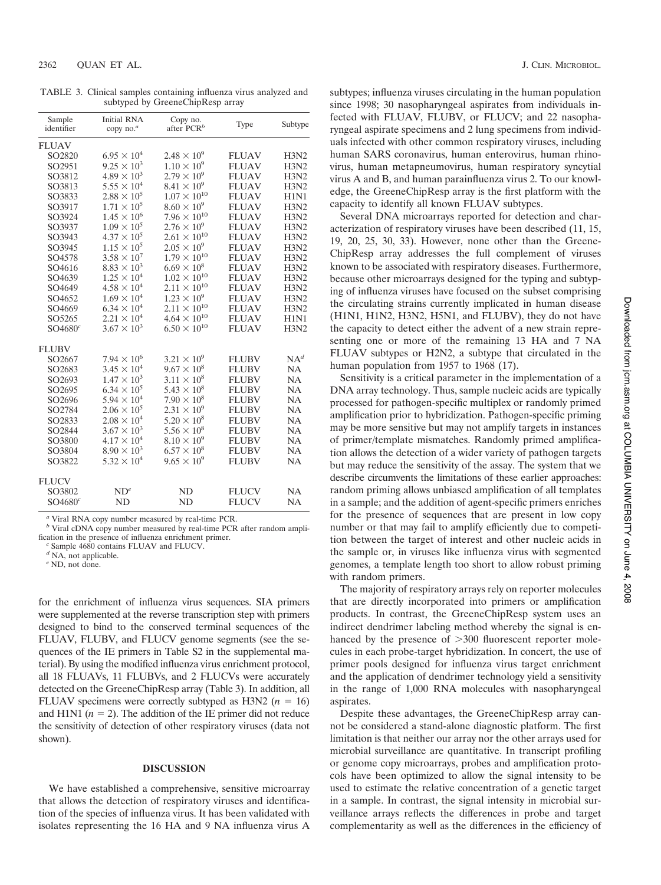TABLE 3. Clinical samples containing influenza virus analyzed and subtyped by GreeneChipResp array

| Sample identifier | Initial RNA copy no.[a] | Copy no. after PCR[b] | Type | Subtype |
|---|---|---|---|---|
| FLUAV | | | | |
| SO2820 | $6.95 \times 10^4$ | $2.48 \times 10^9$ | FLUAV | H3N2 |
| SO2951 | $9.25 \times 10^3$ | $1.10 \times 10^9$ | FLUAV | H3N2 |
| SO3812 | $4.89 \times 10^3$ | $2.79 \times 10^9$ | FLUAV | H3N2 |
| SO3813 | $5.55 \times 10^4$ | $8.41 \times 10^9$ | FLUAV | H3N2 |
| SO3833 | $2.88 \times 10^5$ | $1.07 \times 10^{10}$ | FLUAV | H1N1 |
| SO3917 | $1.71 \times 10^5$ | $8.60 \times 10^9$ | FLUAV | H3N2 |
| SO3924 | $1.45 \times 10^6$ | $7.96 \times 10^{10}$ | FLUAV | H3N2 |
| SO3937 | $1.09 \times 10^5$ | $2.76 \times 10^9$ | FLUAV | H3N2 |
| SO3943 | $4.37 \times 10^5$ | $2.61 \times 10^{10}$ | FLUAV | H3N2 |
| SO3945 | $1.15 \times 10^5$ | $2.05 \times 10^9$ | FLUAV | H3N2 |
| SO4578 | $3.58 \times 10^7$ | $1.79 \times 10^{10}$ | FLUAV | H3N2 |
| SO4616 | $8.83 \times 10^3$ | $6.69 \times 10^8$ | FLUAV | H3N2 |
| SO4639 | $1.25 \times 10^4$ | $1.02 \times 10^{10}$ | FLUAV | H3N2 |
| SO4649 | $4.58 \times 10^4$ | $2.11 \times 10^{10}$ | FLUAV | H3N2 |
| SO4652 | $1.69 \times 10^4$ | $1.23 \times 10^9$ | FLUAV | H3N2 |
| SO4669 | $6.34 \times 10^4$ | $2.11 \times 10^{10}$ | FLUAV | H3N2 |
| SO5265 | $2.21 \times 10^4$ | $4.64 \times 10^{10}$ | FLUAV | H1N1 |
| SO4680[c] | $3.67 \times 10^3$ | $6.50 \times 10^{10}$ | FLUAV | H3N2 |
| FLUBV | | | | |
| SO2667 | $7.94 \times 10^6$ | $3.21 \times 10^9$ | FLUBV | NA[d] |
| SO2683 | $3.45 \times 10^4$ | $9.67 \times 10^8$ | FLUBV | NA |
| SO2693 | $1.47 \times 10^3$ | $3.11 \times 10^8$ | FLUBV | NA |
| SO2695 | $6.34 \times 10^5$ | $5.43 \times 10^8$ | FLUBV | NA |
| SO2696 | $5.94 \times 10^4$ | $7.90 \times 10^8$ | FLUBV | NA |
| SO2784 | $2.06 \times 10^5$ | $2.31 \times 10^9$ | FLUBV | NA |
| SO2833 | $2.08 \times 10^4$ | $5.20 \times 10^8$ | FLUBV | NA |
| SO2844 | $3.67 \times 10^3$ | $5.56 \times 10^8$ | FLUBV | NA |
| SO3800 | $4.17 \times 10^4$ | $8.10 \times 10^9$ | FLUBV | NA |
| SO3804 | $8.90 \times 10^3$ | $6.57 \times 10^8$ | FLUBV | NA |
| SO3822 | $5.32 \times 10^4$ | $9.65 \times 10^9$ | FLUBV | NA |
| FLUCV | | | | |
| SO3802 | ND[e] | ND | FLUCV | NA |
| SO4680[c] | ND | ND | FLUCV | NA |

[a] Viral RNA copy number measured by real-time PCR.
[b] Viral cDNA copy number measured by real-time PCR after random amplification in the presence of influenza enrichment primer.
[c] Sample 4680 contains FLUAV and FLUCV.
[d] NA, not applicable.
[e] ND, not done.

for the enrichment of influenza virus sequences. SIA primers were supplemented at the reverse transcription step with primers designed to bind to the conserved terminal sequences of the FLUAV, FLUBV, and FLUCV genome segments (see the sequences of the IE primers in Table S2 in the supplemental material). By using the modified influenza virus enrichment protocol, all 18 FLUAVs, 11 FLUBVs, and 2 FLUCVs were accurately detected on the GreeneChipResp array (Table 3). In addition, all FLUAV specimens were correctly subtyped as H3N2 ($n = 16$) and H1N1 ($n = 2$). The addition of the IE primer did not reduce the sensitivity of detection of other respiratory viruses (data not shown).

## DISCUSSION

We have established a comprehensive, sensitive microarray that allows the detection of respiratory viruses and identification of the species of influenza virus. It has been validated with isolates representing the 16 HA and 9 NA influenza virus A subtypes; influenza viruses circulating in the human population since 1998; 30 nasopharyngeal aspirates from individuals infected with FLUAV, FLUBV, or FLUCV; and 22 nasopharyngeal aspirate specimens and 2 lung specimens from individuals infected with other common respiratory viruses, including human SARS coronavirus, human enterovirus, human rhinovirus, human metapneumovirus, human respiratory syncytial virus A and B, and human parainfluenza virus 2. To our knowledge, the GreeneChipResp array is the first platform with the capacity to identify all known FLUAV subtypes.

Several DNA microarrays reported for detection and characterization of respiratory viruses have been described (11, 15, 19, 20, 25, 30, 33). However, none other than the GreeneChipResp array addresses the full complement of viruses known to be associated with respiratory diseases. Furthermore, because other microarrays designed for the typing and subtyping of influenza viruses have focused on the subset comprising the circulating strains currently implicated in human disease (H1N1, H1N2, H3N2, H5N1, and FLUBV), they do not have the capacity to detect either the advent of a new strain representing one or more of the remaining 13 HA and 7 NA FLUAV subtypes or H2N2, a subtype that circulated in the human population from 1957 to 1968 (17).

Sensitivity is a critical parameter in the implementation of a DNA array technology. Thus, sample nucleic acids are typically processed for pathogen-specific multiplex or randomly primed amplification prior to hybridization. Pathogen-specific priming may be more sensitive but may not amplify targets in instances of primer/template mismatches. Randomly primed amplification allows the detection of a wider variety of pathogen targets but may reduce the sensitivity of the assay. The system that we describe circumvents the limitations of these earlier approaches: random priming allows unbiased amplification of all templates in a sample; and the addition of agent-specific primers enriches for the presence of sequences that are present in low copy number or that may fail to amplify efficiently due to competition between the target of interest and other nucleic acids in the sample or, in viruses like influenza virus with segmented genomes, a template length too short to allow robust priming with random primers.

The majority of respiratory arrays rely on reporter molecules that are directly incorporated into primers or amplification products. In contrast, the GreeneChipResp system uses an indirect dendrimer labeling method whereby the signal is enhanced by the presence of >300 fluorescent reporter molecules in each probe-target hybridization. In concert, the use of primer pools designed for influenza virus target enrichment and the application of dendrimer technology yield a sensitivity in the range of 1,000 RNA molecules with nasopharyngeal aspirates.

Despite these advantages, the GreeneChipResp array cannot be considered a stand-alone diagnostic platform. The first limitation is that neither our array nor the other arrays used for microbial surveillance are quantitative. In transcript profiling or genome copy microarrays, probes and amplification protocols have been optimized to allow the signal intensity to be used to estimate the relative concentration of a genetic target in a sample. In contrast, the signal intensity in microbial surveillance arrays reflects the differences in probe and target complementarity as well as the differences in the efficiency of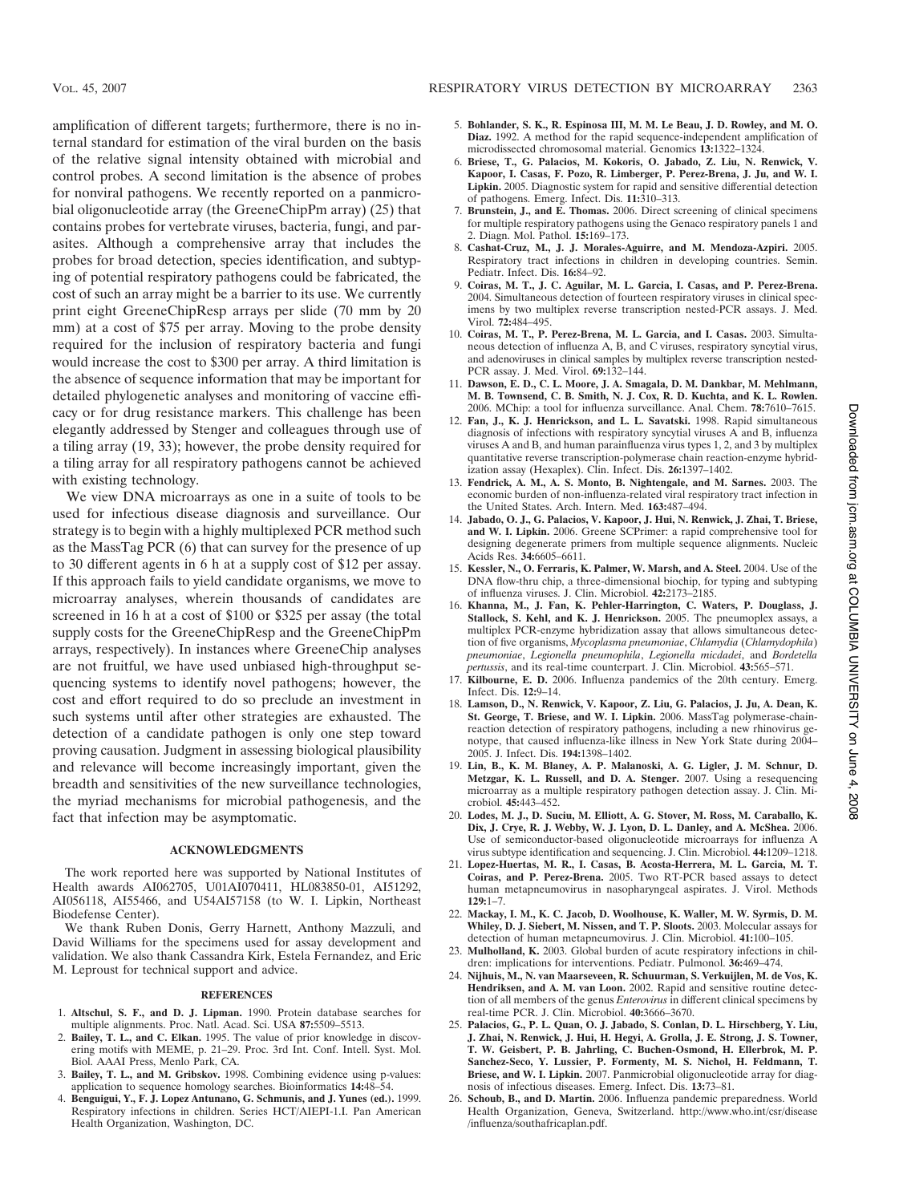amplification of different targets; furthermore, there is no internal standard for estimation of the viral burden on the basis of the relative signal intensity obtained with microbial and control probes. A second limitation is the absence of probes for nonviral pathogens. We recently reported on a panmicrobial oligonucleotide array (the GreeneChipPm array) (25) that contains probes for vertebrate viruses, bacteria, fungi, and parasites. Although a comprehensive array that includes the probes for broad detection, species identification, and subtyping of potential respiratory pathogens could be fabricated, the cost of such an array might be a barrier to its use. We currently print eight GreeneChipResp arrays per slide (70 mm by 20 mm) at a cost of $75 per array. Moving to the probe density required for the inclusion of respiratory bacteria and fungi would increase the cost to $300 per array. A third limitation is the absence of sequence information that may be important for detailed phylogenetic analyses and monitoring of vaccine efficacy or for drug resistance markers. This challenge has been elegantly addressed by Stenger and colleagues through use of a tiling array (19, 33); however, the probe density required for a tiling array for all respiratory pathogens cannot be achieved with existing technology.

We view DNA microarrays as one in a suite of tools to be used for infectious disease diagnosis and surveillance. Our strategy is to begin with a highly multiplexed PCR method such as the MassTag PCR (6) that can survey for the presence of up to 30 different agents in 6 h at a supply cost of $12 per assay. If this approach fails to yield candidate organisms, we move to microarray analyses, wherein thousands of candidates are screened in 16 h at a cost of $100 or $325 per assay (the total supply costs for the GreeneChipResp and the GreeneChipPm arrays, respectively). In instances where GreeneChip analyses are not fruitful, we have used unbiased high-throughput sequencing systems to identify novel pathogens; however, the cost and effort required to do so preclude an investment in such systems until after other strategies are exhausted. The detection of a candidate pathogen is only one step toward proving causation. Judgment in assessing biological plausibility and relevance will become increasingly important, given the breadth and sensitivities of the new surveillance technologies, the myriad mechanisms for microbial pathogenesis, and the fact that infection may be asymptomatic.

## ACKNOWLEDGMENTS

The work reported here was supported by National Institutes of Health awards AI062705, U01AI070411, HL083850-01, AI51292, AI056118, AI55466, and U54AI57158 (to W. I. Lipkin, Northeast Biodefense Center).

We thank Ruben Donis, Gerry Harnett, Anthony Mazzuli, and David Williams for the specimens used for assay development and validation. We also thank Cassandra Kirk, Estela Fernandez, and Eric M. Leproust for technical support and advice.

## REFERENCES

1. **Altschul, S. F., and D. J. Lipman.** 1990. Protein database searches for multiple alignments. Proc. Natl. Acad. Sci. USA **87:**5509–5513.
2. **Bailey, T. L., and C. Elkan.** 1995. The value of prior knowledge in discovering motifs with MEME, p. 21–29. Proc. 3rd Int. Conf. Intell. Syst. Mol. Biol. AAAI Press, Menlo Park, CA.
3. **Bailey, T. L., and M. Gribskov.** 1998. Combining evidence using p-values: application to sequence homology searches. Bioinformatics **14:**48–54.
4. **Benguigui, Y., F. J. Lopez Antunano, G. Schmunis, and J. Yunes (ed.).** 1999. Respiratory infections in children. Series HCT/AIEPI-1.I. Pan American Health Organization, Washington, DC.
5. **Bohlander, S. K., R. Espinosa III, M. M. Le Beau, J. D. Rowley, and M. O. Diaz.** 1992. A method for the rapid sequence-independent amplification of microdissected chromosomal material. Genomics **13:**1322–1324.
6. **Briese, T., G. Palacios, M. Kokoris, O. Jabado, Z. Liu, N. Renwick, V. Kapoor, I. Casas, F. Pozo, R. Limberger, P. Perez-Brena, J. Ju, and W. I. Lipkin.** 2005. Diagnostic system for rapid and sensitive differential detection of pathogens. Emerg. Infect. Dis. **11:**310–313.
7. **Brunstein, J., and E. Thomas.** 2006. Direct screening of clinical specimens for multiple respiratory pathogens using the Genaco respiratory panels 1 and 2. Diagn. Mol. Pathol. **15:**169–173.
8. **Cashat-Cruz, M., J. J. Morales-Aguirre, and M. Mendoza-Azpiri.** 2005. Respiratory tract infections in children in developing countries. Semin. Pediatr. Infect. Dis. **16:**84–92.
9. **Coiras, M. T., J. C. Aguilar, M. L. Garcia, I. Casas, and P. Perez-Brena.** 2004. Simultaneous detection of fourteen respiratory viruses in clinical specimens by two multiplex reverse transcription nested-PCR assays. J. Med. Virol. **72:**484–495.
10. **Coiras, M. T., P. Perez-Brena, M. L. Garcia, and I. Casas.** 2003. Simultaneous detection of influenza A, B, and C viruses, respiratory syncytial virus, and adenoviruses in clinical samples by multiplex reverse transcription nested-PCR assay. J. Med. Virol. **69:**132–144.
11. **Dawson, E. D., C. L. Moore, J. A. Smagala, D. M. Dankbar, M. Mehlmann, M. B. Townsend, C. B. Smith, N. J. Cox, R. D. Kuchta, and K. L. Rowlen.** 2006. MChip: a tool for influenza surveillance. Anal. Chem. **78:**7610–7615.
12. **Fan, J., K. J. Henrickson, and L. L. Savatski.** 1998. Rapid simultaneous diagnosis of infections with respiratory syncytial viruses A and B, influenza viruses A and B, and human parainfluenza virus types 1, 2, and 3 by multiplex quantitative reverse transcription-polymerase chain reaction-enzyme hybridization assay (Hexaplex). Clin. Infect. Dis. **26:**1397–1402.
13. **Fendrick, A. M., A. S. Monto, B. Nightengale, and M. Sarnes.** 2003. The economic burden of non-influenza-related viral respiratory tract infection in the United States. Arch. Intern. Med. **163:**487–494.
14. **Jabado, O. J., G. Palacios, V. Kapoor, J. Hui, N. Renwick, J. Zhai, T. Briese, and W. I. Lipkin.** 2006. Greene SCPrimer: a rapid comprehensive tool for designing degenerate primers from multiple sequence alignments. Nucleic Acids Res. **34:**6605–6611.
15. **Kessler, N., O. Ferraris, K. Palmer, W. Marsh, and A. Steel.** 2004. Use of the DNA flow-thru chip, a three-dimensional biochip, for typing and subtyping of influenza viruses. J. Clin. Microbiol. **42:**2173–2185.
16. **Khanna, M., J. Fan, K. Pehler-Harrington, C. Waters, P. Douglass, J. Stallock, S. Kehl, and K. J. Henrickson.** 2005. The pneumoplex assays, a multiplex PCR-enzyme hybridization assay that allows simultaneous detection of five organisms, *Mycoplasma pneumoniae*, *Chlamydia* (*Chlamydophila*) *pneumoniae*, *Legionella pneumophila*, *Legionella micdadei*, and *Bordetella pertussis*, and its real-time counterpart. J. Clin. Microbiol. **43:**565–571.
17. **Kilbourne, E. D.** 2006. Influenza pandemics of the 20th century. Emerg. Infect. Dis. **12:**9–14.
18. **Lamson, D., N. Renwick, V. Kapoor, Z. Liu, G. Palacios, J. Ju, A. Dean, K. St. George, T. Briese, and W. I. Lipkin.** 2006. MassTag polymerase-chain-reaction detection of respiratory pathogens, including a new rhinovirus genotype, that caused influenza-like illness in New York State during 2004–2005. J. Infect. Dis. **194:**1398–1402.
19. **Lin, B., K. M. Blaney, A. P. Malanoski, A. G. Ligler, J. M. Schnur, D. Metzgar, K. L. Russell, and D. A. Stenger.** 2007. Using a resequencing microarray as a multiple respiratory pathogen detection assay. J. Clin. Microbiol. **45:**443–452.
20. **Lodes, M. J., D. Suciu, M. Elliott, A. G. Stover, M. Ross, M. Caraballo, K. Dix, J. Crye, R. J. Webby, W. J. Lyon, D. L. Danley, and A. McShea.** 2006. Use of semiconductor-based oligonucleotide microarrays for influenza A virus subtype identification and sequencing. J. Clin. Microbiol. **44:**1209–1218.
21. **Lopez-Huertas, M. R., I. Casas, B. Acosta-Herrera, M. L. Garcia, M. T. Coiras, and P. Perez-Brena.** 2005. Two RT-PCR based assays to detect human metapneumovirus in nasopharyngeal aspirates. J. Virol. Methods **129:**1–7.
22. **Mackay, I. M., K. C. Jacob, D. Woolhouse, K. Waller, M. W. Syrmis, D. M. Whiley, D. J. Siebert, M. Nissen, and T. P. Sloots.** 2003. Molecular assays for detection of human metapneumovirus. J. Clin. Microbiol. **41:**100–105.
23. **Mulholland, K.** 2003. Global burden of acute respiratory infections in children: implications for interventions. Pediatr. Pulmonol. **36:**469–474.
24. **Nijhuis, M., N. van Maarseveen, R. Schuurman, S. Verkuijlen, M. de Vos, K. Hendriksen, and A. M. van Loon.** 2002. Rapid and sensitive routine detection of all members of the genus *Enterovirus* in different clinical specimens by real-time PCR. J. Clin. Microbiol. **40:**3666–3670.
25. **Palacios, G., P. L. Quan, O. J. Jabado, S. Conlan, D. L. Hirschberg, Y. Liu, J. Zhai, N. Renwick, J. Hui, H. Hegyi, A. Grolla, J. E. Strong, J. S. Towner, T. W. Geisbert, P. B. Jahrling, C. Buchen-Osmond, H. Ellerbrok, M. P. Sanchez-Seco, Y. Lussier, P. Formenty, M. S. Nichol, H. Feldmann, T. Briese, and W. I. Lipkin.** 2007. Panmicrobial oligonucleotide array for diagnosis of infectious diseases. Emerg. Infect. Dis. **13:**73–81.
26. **Schoub, B., and D. Martin.** 2006. Influenza pandemic preparedness. World Health Organization, Geneva, Switzerland. http://www.who.int/csr/disease/influenza/southafricaplan.pdf.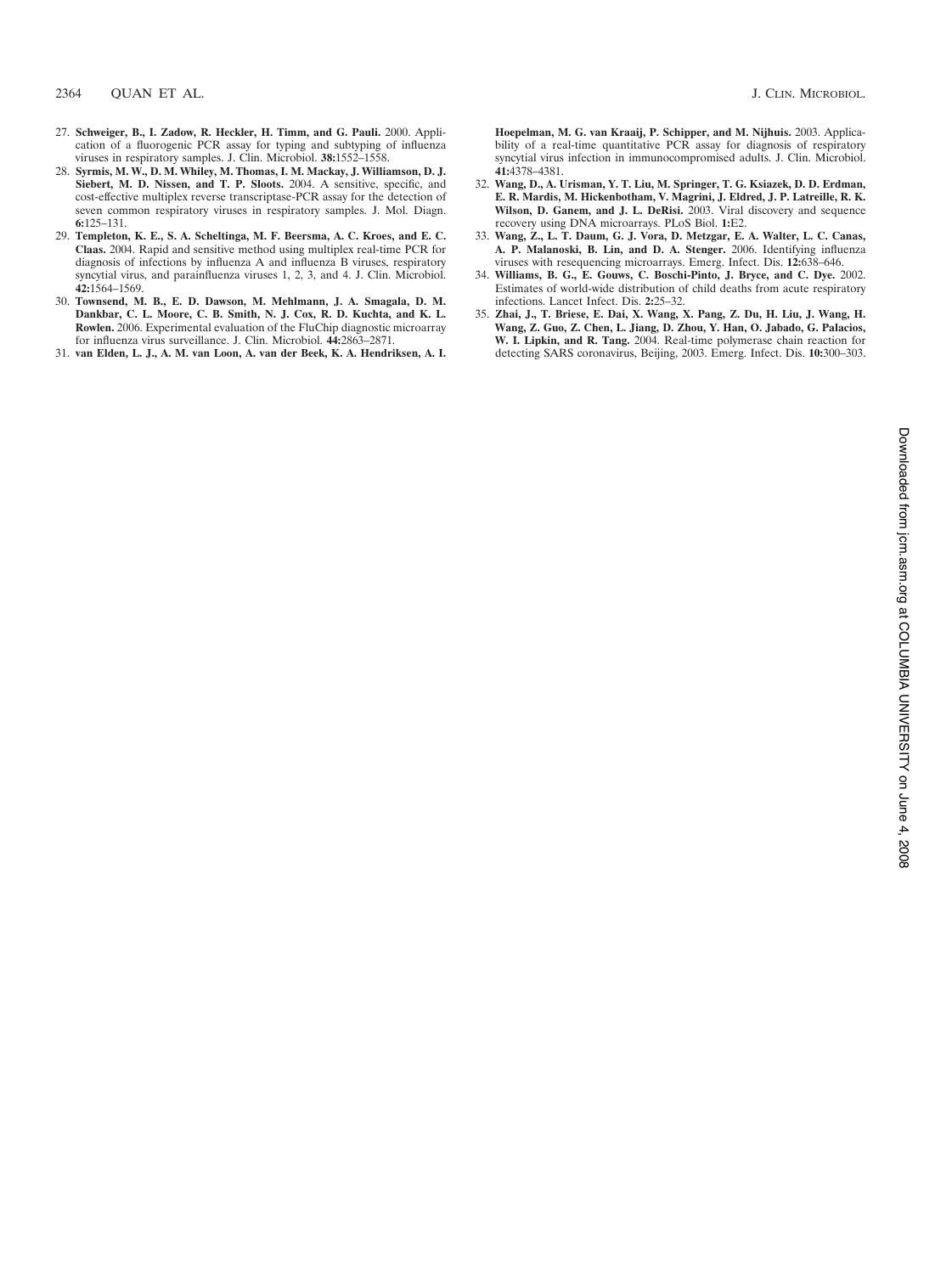27. **Schweiger, B., I. Zadow, R. Heckler, H. Timm, and G. Pauli.** 2000. Application of a fluorogenic PCR assay for typing and subtyping of influenza viruses in respiratory samples. J. Clin. Microbiol. **38:**1552–1558.
28. **Syrmis, M. W., D. M. Whiley, M. Thomas, I. M. Mackay, J. Williamson, D. J. Siebert, M. D. Nissen, and T. P. Sloots.** 2004. A sensitive, specific, and cost-effective multiplex reverse transcriptase-PCR assay for the detection of seven common respiratory viruses in respiratory samples. J. Mol. Diagn. **6:**125–131.
29. **Templeton, K. E., S. A. Scheltinga, M. F. Beersma, A. C. Kroes, and E. C. Claas.** 2004. Rapid and sensitive method using multiplex real-time PCR for diagnosis of infections by influenza A and influenza B viruses, respiratory syncytial virus, and parainfluenza viruses 1, 2, 3, and 4. J. Clin. Microbiol. **42:**1564–1569.
30. **Townsend, M. B., E. D. Dawson, M. Mehlmann, J. A. Smagala, D. M. Dankbar, C. L. Moore, C. B. Smith, N. J. Cox, R. D. Kuchta, and K. L. Rowlen.** 2006. Experimental evaluation of the FluChip diagnostic microarray for influenza virus surveillance. J. Clin. Microbiol. **44:**2863–2871.
31. **van Elden, L. J., A. M. van Loon, A. van der Beek, K. A. Hendriksen, A. I. Hoepelman, M. G. van Kraaij, P. Schipper, and M. Nijhuis.** 2003. Applicability of a real-time quantitative PCR assay for diagnosis of respiratory syncytial virus infection in immunocompromised adults. J. Clin. Microbiol. **41:**4378–4381.
32. **Wang, D., A. Urisman, Y. T. Liu, M. Springer, T. G. Ksiazek, D. D. Erdman, E. R. Mardis, M. Hickenbotham, V. Magrini, J. Eldred, J. P. Latreille, R. K. Wilson, D. Ganem, and J. L. DeRisi.** 2003. Viral discovery and sequence recovery using DNA microarrays. PLoS Biol. **1:**E2.
33. **Wang, Z., L. T. Daum, G. J. Vora, D. Metzgar, E. A. Walter, L. C. Canas, A. P. Malanoski, B. Lin, and D. A. Stenger.** 2006. Identifying influenza viruses with resequencing microarrays. Emerg. Infect. Dis. **12:**638–646.
34. **Williams, B. G., E. Gouws, C. Boschi-Pinto, J. Bryce, and C. Dye.** 2002. Estimates of world-wide distribution of child deaths from acute respiratory infections. Lancet Infect. Dis. **2:**25–32.
35. **Zhai, J., T. Briese, E. Dai, X. Wang, X. Pang, Z. Du, H. Liu, J. Wang, H. Wang, Z. Guo, Z. Chen, L. Jiang, D. Zhou, Y. Han, O. Jabado, G. Palacios, W. I. Lipkin, and R. Tang.** 2004. Real-time polymerase chain reaction for detecting SARS coronavirus, Beijing, 2003. Emerg. Infect. Dis. **10:**300–303.